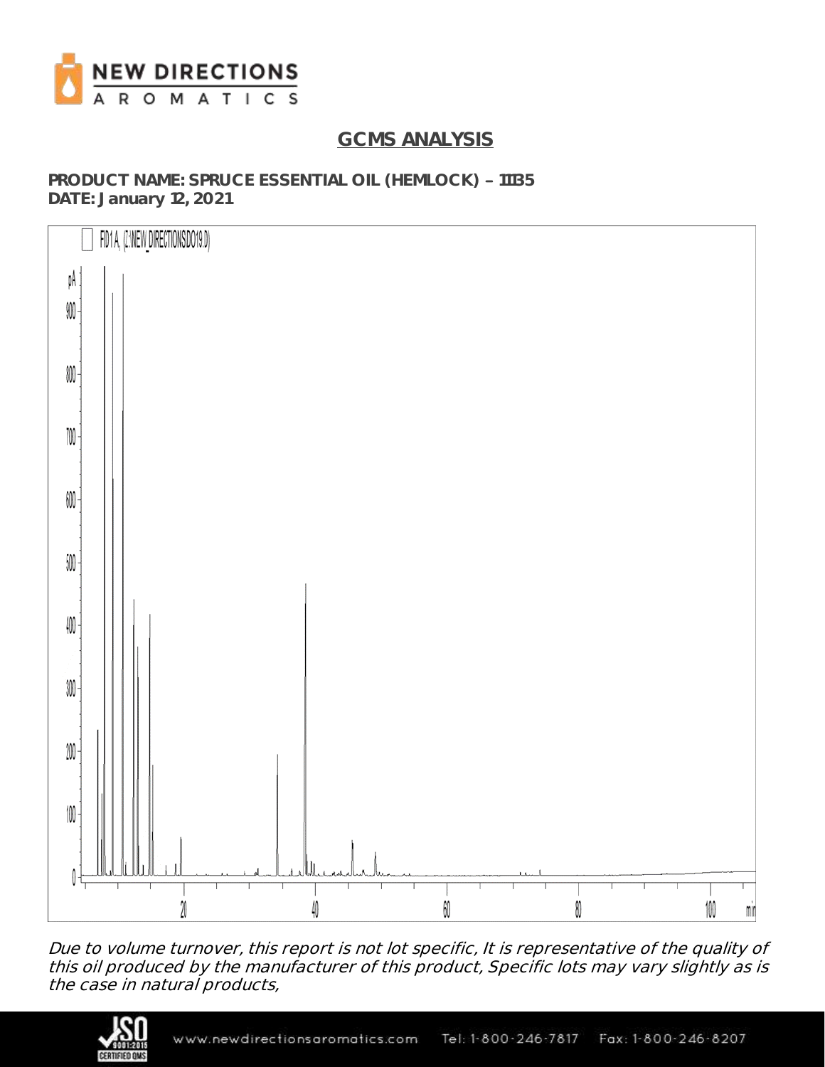# GCMS ANALYSIS

**PRODUCT NAME: SPRUCE ESSENTIAL OIL (HEMLOCK) – 1135**
**DATE: January 12, 2021**

*Due to volume turnover, this report is not lot specific, It is representative of the quality of this oil produced by the manufacturer of this product, Specific lots may vary slightly as is the case in natural products,*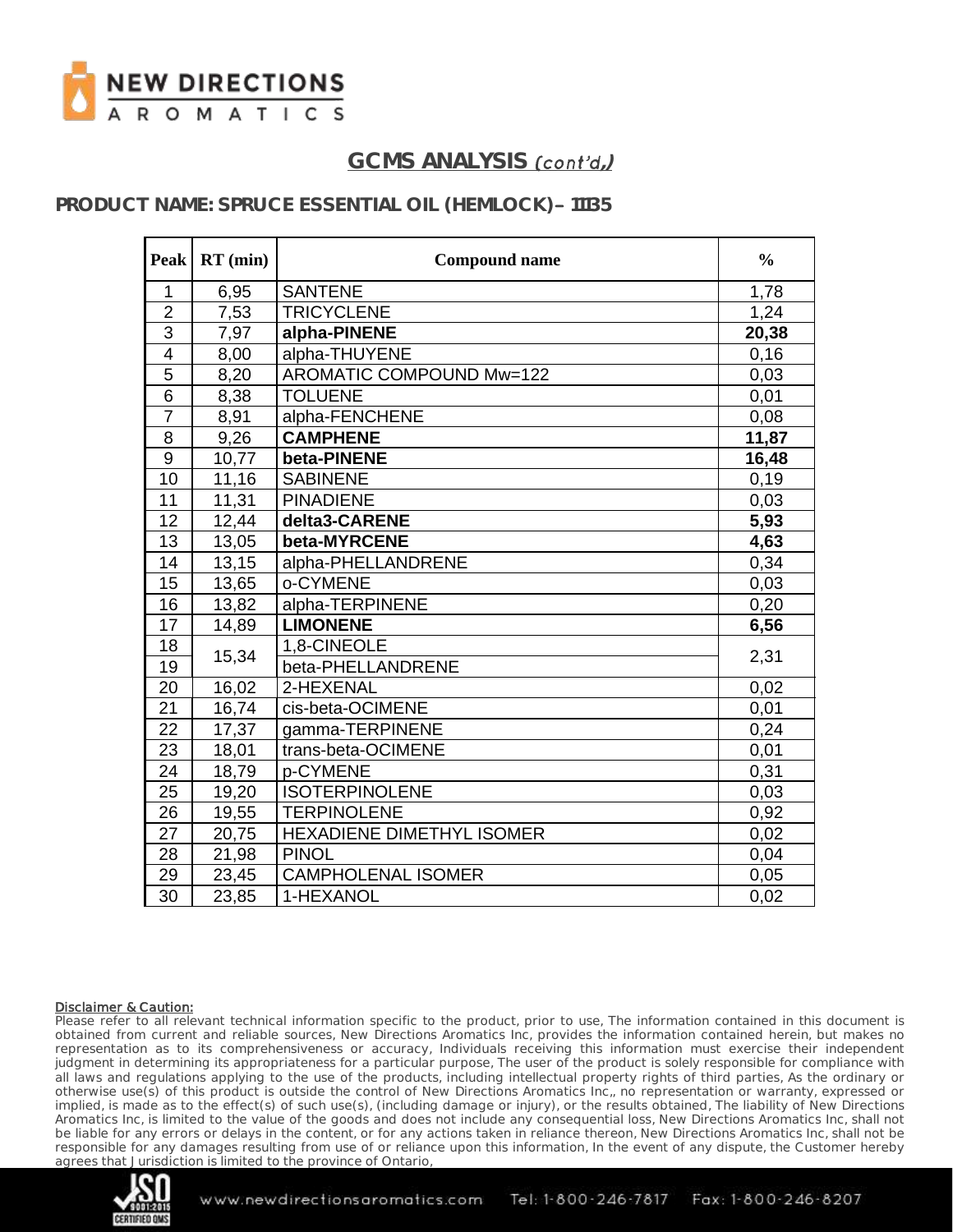## GCMS ANALYSIS *(cont'd,)*

### PRODUCT NAME: SPRUCE ESSENTIAL OIL (HEMLOCK)– 11135

| Peak | RT (min) | Compound name | % |
|---|---|---|---|
| 1 | 6,95 | SANTENE | 1,78 |
| 2 | 7,53 | TRICYCLENE | 1,24 |
| 3 | 7,97 | **alpha-PINENE** | **20,38** |
| 4 | 8,00 | alpha-THUYENE | 0,16 |
| 5 | 8,20 | AROMATIC COMPOUND Mw=122 | 0,03 |
| 6 | 8,38 | TOLUENE | 0,01 |
| 7 | 8,91 | alpha-FENCHENE | 0,08 |
| 8 | 9,26 | **CAMPHENE** | **11,87** |
| 9 | 10,77 | **beta-PINENE** | **16,48** |
| 10 | 11,16 | SABINENE | 0,19 |
| 11 | 11,31 | PINADIENE | 0,03 |
| 12 | 12,44 | **delta3-CARENE** | **5,93** |
| 13 | 13,05 | **beta-MYRCENE** | **4,63** |
| 14 | 13,15 | alpha-PHELLANDRENE | 0,34 |
| 15 | 13,65 | o-CYMENE | 0,03 |
| 16 | 13,82 | alpha-TERPINENE | 0,20 |
| 17 | 14,89 | **LIMONENE** | **6,56** |
| 18 | 15,34 | 1,8-CINEOLE | 2,31 |
| 19 | | beta-PHELLANDRENE | |
| 20 | 16,02 | 2-HEXENAL | 0,02 |
| 21 | 16,74 | cis-beta-OCIMENE | 0,01 |
| 22 | 17,37 | gamma-TERPINENE | 0,24 |
| 23 | 18,01 | trans-beta-OCIMENE | 0,01 |
| 24 | 18,79 | p-CYMENE | 0,31 |
| 25 | 19,20 | ISOTERPINOLENE | 0,03 |
| 26 | 19,55 | TERPINOLENE | 0,92 |
| 27 | 20,75 | HEXADIENE DIMETHYL ISOMER | 0,02 |
| 28 | 21,98 | PINOL | 0,04 |
| 29 | 23,45 | CAMPHOLENAL ISOMER | 0,05 |
| 30 | 23,85 | 1-HEXANOL | 0,02 |

**Disclaimer & Caution:**

Please refer to all relevant technical information specific to the product, prior to use, The information contained in this document is obtained from current and reliable sources, New Directions Aromatics Inc, provides the information contained herein, but makes no representation as to its comprehensiveness or accuracy, Individuals receiving this information must exercise their independent judgment in determining its appropriateness for a particular purpose, The user of the product is solely responsible for compliance with all laws and regulations applying to the use of the products, including intellectual property rights of third parties, As the ordinary or otherwise use(s) of this product is outside the control of New Directions Aromatics Inc,, no representation or warranty, expressed or implied, is made as to the effect(s) of such use(s), (including damage or injury), or the results obtained, The liability of New Directions Aromatics Inc, is limited to the value of the goods and does not include any consequential loss, New Directions Aromatics Inc, shall not be liable for any errors or delays in the content, or for any actions taken in reliance thereon, New Directions Aromatics Inc, shall not be responsible for any damages resulting from use of or reliance upon this information, In the event of any dispute, the Customer hereby agrees that Jurisdiction is limited to the province of Ontario,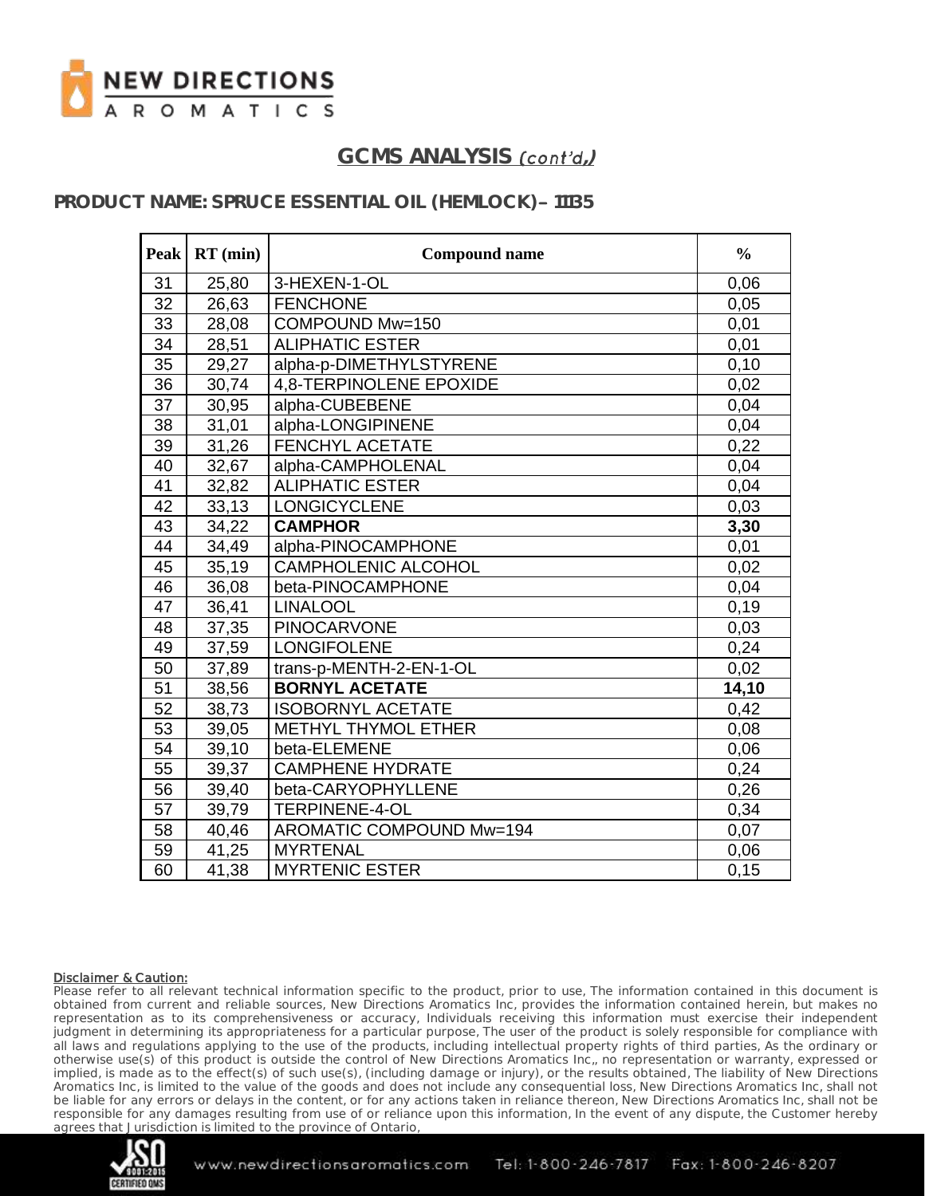## GCMS ANALYSIS *(cont'd,)*

### PRODUCT NAME: SPRUCE ESSENTIAL OIL (HEMLOCK) – 11135

| Peak | RT (min) | Compound name | % |
|---|---|---|---|
| 31 | 25,80 | 3-HEXEN-1-OL | 0,06 |
| 32 | 26,63 | FENCHONE | 0,05 |
| 33 | 28,08 | COMPOUND Mw=150 | 0,01 |
| 34 | 28,51 | ALIPHATIC ESTER | 0,01 |
| 35 | 29,27 | alpha-p-DIMETHYLSTYRENE | 0,10 |
| 36 | 30,74 | 4,8-TERPINOLENE EPOXIDE | 0,02 |
| 37 | 30,95 | alpha-CUBEBENE | 0,04 |
| 38 | 31,01 | alpha-LONGIPINENE | 0,04 |
| 39 | 31,26 | FENCHYL ACETATE | 0,22 |
| 40 | 32,67 | alpha-CAMPHOLENAL | 0,04 |
| 41 | 32,82 | ALIPHATIC ESTER | 0,04 |
| 42 | 33,13 | LONGICYCLENE | 0,03 |
| 43 | 34,22 | **CAMPHOR** | **3,30** |
| 44 | 34,49 | alpha-PINOCAMPHONE | 0,01 |
| 45 | 35,19 | CAMPHOLENIC ALCOHOL | 0,02 |
| 46 | 36,08 | beta-PINOCAMPHONE | 0,04 |
| 47 | 36,41 | LINALOOL | 0,19 |
| 48 | 37,35 | PINOCARVONE | 0,03 |
| 49 | 37,59 | LONGIFOLENE | 0,24 |
| 50 | 37,89 | trans-p-MENTH-2-EN-1-OL | 0,02 |
| 51 | 38,56 | **BORNYL ACETATE** | **14,10** |
| 52 | 38,73 | ISOBORNYL ACETATE | 0,42 |
| 53 | 39,05 | METHYL THYMOL ETHER | 0,08 |
| 54 | 39,10 | beta-ELEMENE | 0,06 |
| 55 | 39,37 | CAMPHENE HYDRATE | 0,24 |
| 56 | 39,40 | beta-CARYOPHYLLENE | 0,26 |
| 57 | 39,79 | TERPINENE-4-OL | 0,34 |
| 58 | 40,46 | AROMATIC COMPOUND Mw=194 | 0,07 |
| 59 | 41,25 | MYRTENAL | 0,06 |
| 60 | 41,38 | MYRTENIC ESTER | 0,15 |

**Disclaimer & Caution:**

Please refer to all relevant technical information specific to the product, prior to use, The information contained in this document is obtained from current and reliable sources, New Directions Aromatics Inc, provides the information contained herein, but makes no representation as to its comprehensiveness or accuracy, Individuals receiving this information must exercise their independent judgment in determining its appropriateness for a particular purpose, The user of the product is solely responsible for compliance with all laws and regulations applying to the use of the products, including intellectual property rights of third parties, As the ordinary or otherwise use(s) of this product is outside the control of New Directions Aromatics Inc,, no representation or warranty, expressed or implied, is made as to the effect(s) of such use(s), (including damage or injury), or the results obtained, The liability of New Directions Aromatics Inc, is limited to the value of the goods and does not include any consequential loss, New Directions Aromatics Inc, shall not be liable for any errors or delays in the content, or for any actions taken in reliance thereon, New Directions Aromatics Inc, shall not be responsible for any damages resulting from use of or reliance upon this information, In the event of any dispute, the Customer hereby agrees that Jurisdiction is limited to the province of Ontario,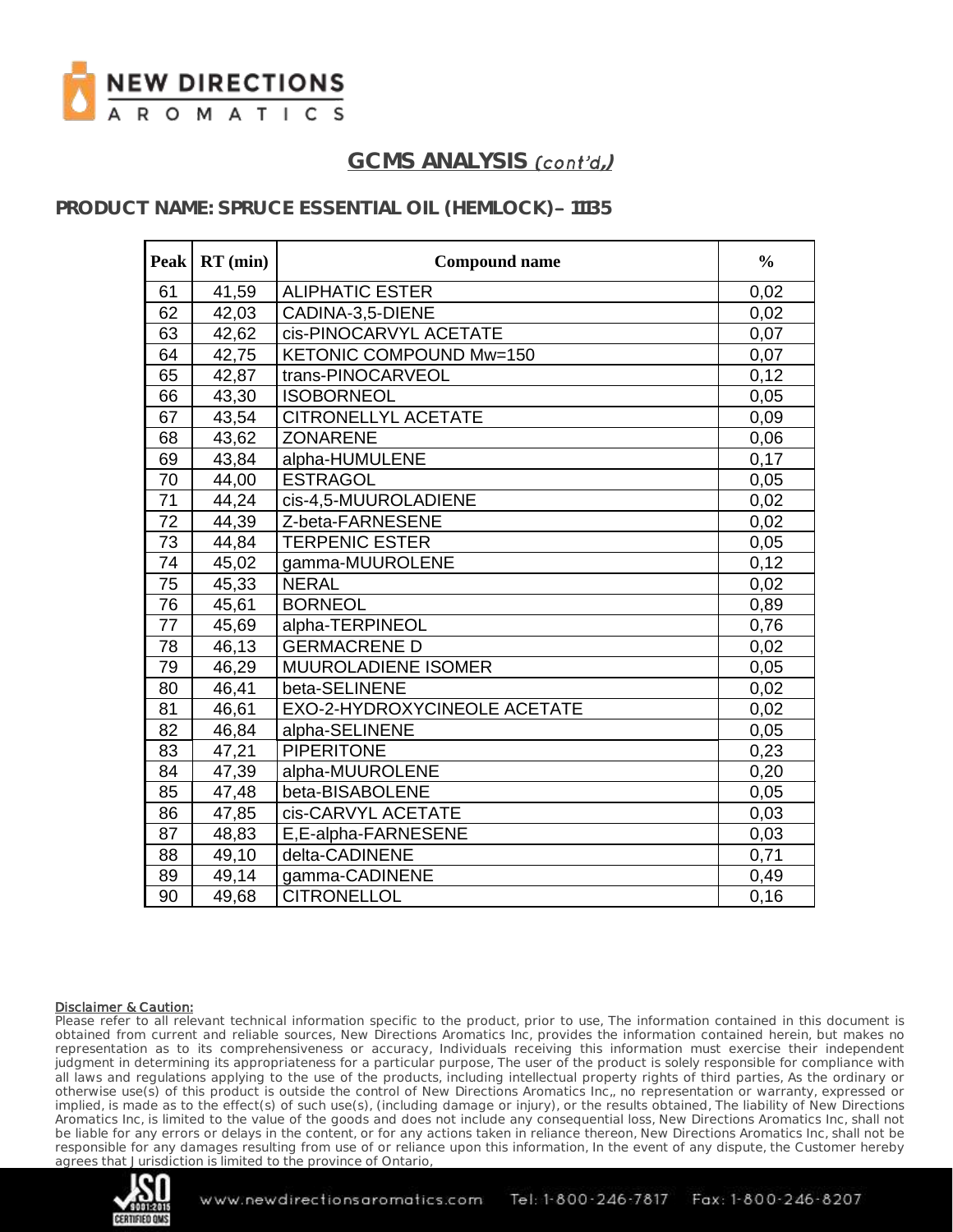## GCMS ANALYSIS *(cont'd,)*

**PRODUCT NAME: SPRUCE ESSENTIAL OIL (HEMLOCK)– 11135**

| Peak | RT (min) | Compound name | % |
|---|---|---|---|
| 61 | 41,59 | ALIPHATIC ESTER | 0,02 |
| 62 | 42,03 | CADINA-3,5-DIENE | 0,02 |
| 63 | 42,62 | cis-PINOCARVYL ACETATE | 0,07 |
| 64 | 42,75 | KETONIC COMPOUND Mw=150 | 0,07 |
| 65 | 42,87 | trans-PINOCARVEOL | 0,12 |
| 66 | 43,30 | ISOBORNEOL | 0,05 |
| 67 | 43,54 | CITRONELLYL ACETATE | 0,09 |
| 68 | 43,62 | ZONARENE | 0,06 |
| 69 | 43,84 | alpha-HUMULENE | 0,17 |
| 70 | 44,00 | ESTRAGOL | 0,05 |
| 71 | 44,24 | cis-4,5-MUUROLADIENE | 0,02 |
| 72 | 44,39 | Z-beta-FARNESENE | 0,02 |
| 73 | 44,84 | TERPENIC ESTER | 0,05 |
| 74 | 45,02 | gamma-MUUROLENE | 0,12 |
| 75 | 45,33 | NERAL | 0,02 |
| 76 | 45,61 | BORNEOL | 0,89 |
| 77 | 45,69 | alpha-TERPINEOL | 0,76 |
| 78 | 46,13 | GERMACRENE D | 0,02 |
| 79 | 46,29 | MUUROLADIENE ISOMER | 0,05 |
| 80 | 46,41 | beta-SELINENE | 0,02 |
| 81 | 46,61 | EXO-2-HYDROXYCINEOLE ACETATE | 0,02 |
| 82 | 46,84 | alpha-SELINENE | 0,05 |
| 83 | 47,21 | PIPERITONE | 0,23 |
| 84 | 47,39 | alpha-MUUROLENE | 0,20 |
| 85 | 47,48 | beta-BISABOLENE | 0,05 |
| 86 | 47,85 | cis-CARVYL ACETATE | 0,03 |
| 87 | 48,83 | E,E-alpha-FARNESENE | 0,03 |
| 88 | 49,10 | delta-CADINENE | 0,71 |
| 89 | 49,14 | gamma-CADINENE | 0,49 |
| 90 | 49,68 | CITRONELLOL | 0,16 |

**Disclaimer & Caution:**

Please refer to all relevant technical information specific to the product, prior to use, The information contained in this document is obtained from current and reliable sources, New Directions Aromatics Inc, provides the information contained herein, but makes no representation as to its comprehensiveness or accuracy, Individuals receiving this information must exercise their independent judgment in determining its appropriateness for a particular purpose, The user of the product is solely responsible for compliance with all laws and regulations applying to the use of the products, including intellectual property rights of third parties, As the ordinary or otherwise use(s) of this product is outside the control of New Directions Aromatics Inc,, no representation or warranty, expressed or implied, is made as to the effect(s) of such use(s), (including damage or injury), or the results obtained, The liability of New Directions Aromatics Inc, is limited to the value of the goods and does not include any consequential loss, New Directions Aromatics Inc, shall not be liable for any errors or delays in the content, or for any actions taken in reliance thereon, New Directions Aromatics Inc, shall not be responsible for any damages resulting from use of or reliance upon this information, In the event of any dispute, the Customer hereby agrees that Jurisdiction is limited to the province of Ontario,

www.newdirectionsaromatics.com Tel: 1-800-246-7817 Fax: 1-800-246-8207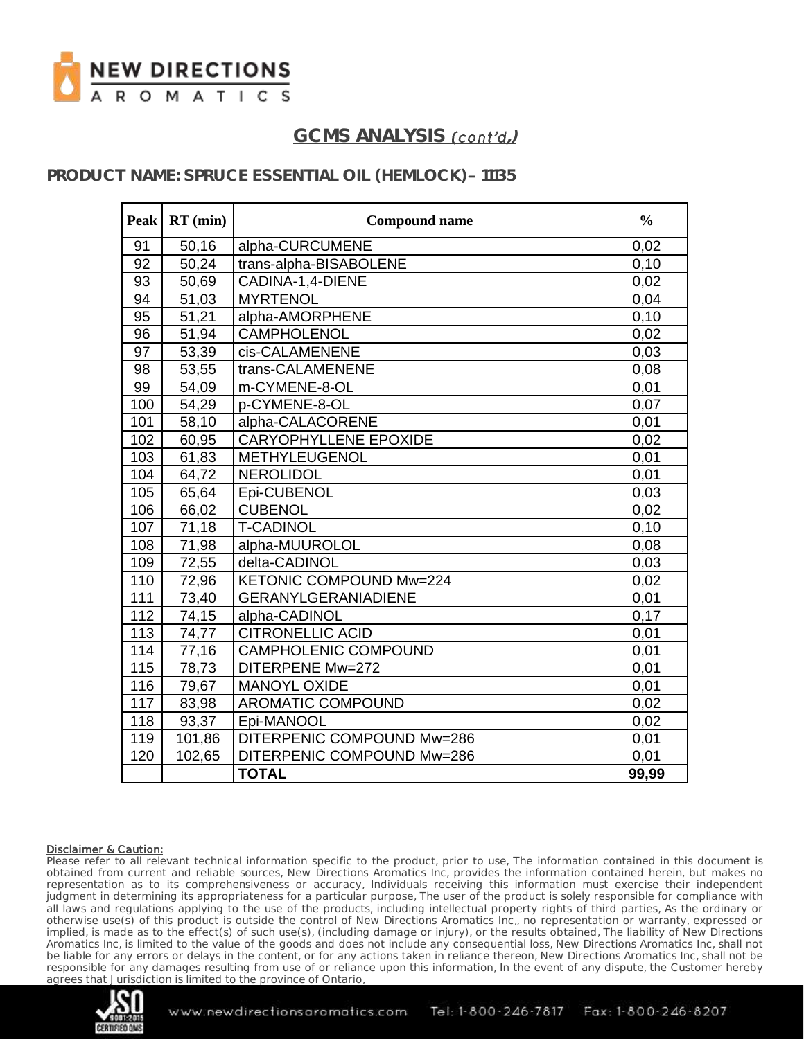## GCMS ANALYSIS *(cont'd,)*

### PRODUCT NAME: SPRUCE ESSENTIAL OIL (HEMLOCK) – 11135

| Peak | RT (min) | Compound name | % |
|---|---|---|---|
| 91 | 50,16 | alpha-CURCUMENE | 0,02 |
| 92 | 50,24 | trans-alpha-BISABOLENE | 0,10 |
| 93 | 50,69 | CADINA-1,4-DIENE | 0,02 |
| 94 | 51,03 | MYRTENOL | 0,04 |
| 95 | 51,21 | alpha-AMORPHENE | 0,10 |
| 96 | 51,94 | CAMPHOLENOL | 0,02 |
| 97 | 53,39 | cis-CALAMENENE | 0,03 |
| 98 | 53,55 | trans-CALAMENENE | 0,08 |
| 99 | 54,09 | m-CYMENE-8-OL | 0,01 |
| 100 | 54,29 | p-CYMENE-8-OL | 0,07 |
| 101 | 58,10 | alpha-CALACORENE | 0,01 |
| 102 | 60,95 | CARYOPHYLLENE EPOXIDE | 0,02 |
| 103 | 61,83 | METHYLEUGENOL | 0,01 |
| 104 | 64,72 | NEROLIDOL | 0,01 |
| 105 | 65,64 | Epi-CUBENOL | 0,03 |
| 106 | 66,02 | CUBENOL | 0,02 |
| 107 | 71,18 | T-CADINOL | 0,10 |
| 108 | 71,98 | alpha-MUUROLOL | 0,08 |
| 109 | 72,55 | delta-CADINOL | 0,03 |
| 110 | 72,96 | KETONIC COMPOUND Mw=224 | 0,02 |
| 111 | 73,40 | GERANYLGERANIADIENE | 0,01 |
| 112 | 74,15 | alpha-CADINOL | 0,17 |
| 113 | 74,77 | CITRONELLIC ACID | 0,01 |
| 114 | 77,16 | CAMPHOLENIC COMPOUND | 0,01 |
| 115 | 78,73 | DITERPENE Mw=272 | 0,01 |
| 116 | 79,67 | MANOYL OXIDE | 0,01 |
| 117 | 83,98 | AROMATIC COMPOUND | 0,02 |
| 118 | 93,37 | Epi-MANOOL | 0,02 |
| 119 | 101,86 | DITERPENIC COMPOUND Mw=286 | 0,01 |
| 120 | 102,65 | DITERPENIC COMPOUND Mw=286 | 0,01 |
| | | **TOTAL** | **99,99** |

**Disclaimer & Caution:**

Please refer to all relevant technical information specific to the product, prior to use, The information contained in this document is obtained from current and reliable sources, New Directions Aromatics Inc, provides the information contained herein, but makes no representation as to its comprehensiveness or accuracy, Individuals receiving this information must exercise their independent judgment in determining its appropriateness for a particular purpose, The user of the product is solely responsible for compliance with all laws and regulations applying to the use of the products, including intellectual property rights of third parties, As the ordinary or otherwise use(s) of this product is outside the control of New Directions Aromatics Inc,, no representation or warranty, expressed or implied, is made as to the effect(s) of such use(s), (including damage or injury), or the results obtained, The liability of New Directions Aromatics Inc, is limited to the value of the goods and does not include any consequential loss, New Directions Aromatics Inc, shall not be liable for any errors or delays in the content, or for any actions taken in reliance thereon, New Directions Aromatics Inc, shall not be responsible for any damages resulting from use of or reliance upon this information, In the event of any dispute, the Customer hereby agrees that Jurisdiction is limited to the province of Ontario,

www.newdirectionsaromatics.com Tel: 1-800-246-7817 Fax: 1-800-246-8207